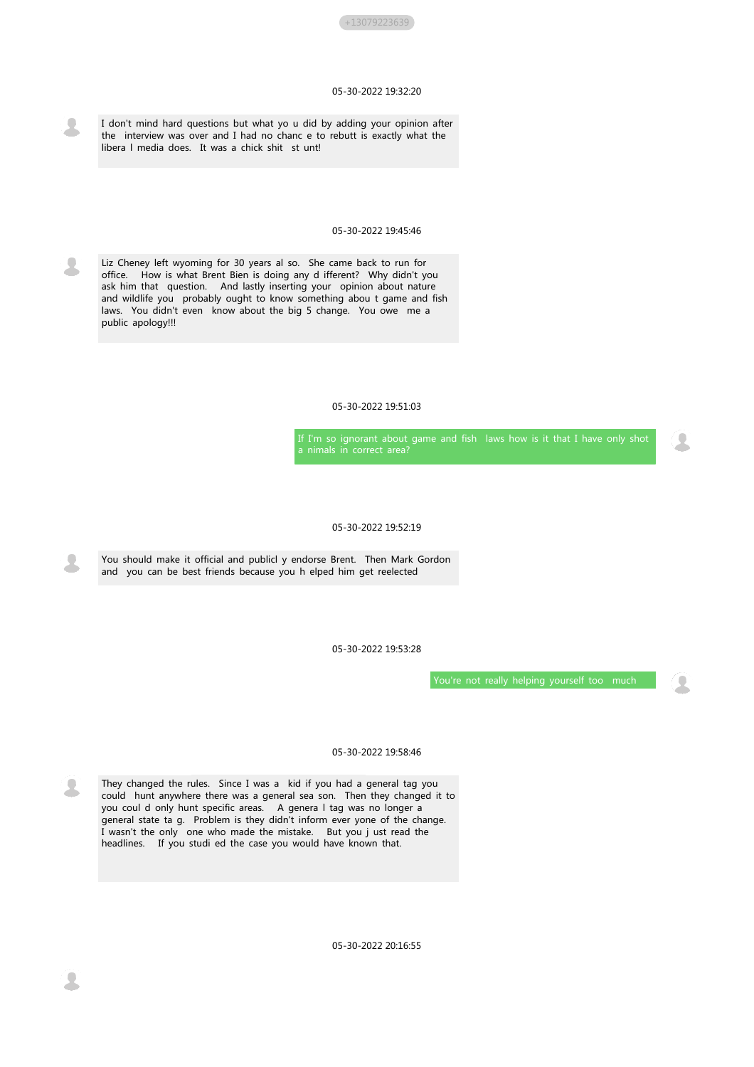+13079223639

05-30-2022 19:32:20

I don't mind hard questions but what yo u did by adding your opinion after the interview was over and I had no chanc e to rebutt is exactly what the libera l media does. It was a chick shit st unt!

05-30-2022 19:45:46

Liz Cheney left wyoming for 30 years al so. She came back to run for office. How is what Brent Bien is doing any d ifferent? Why didn't you ask him that question. And lastly inserting your opinion about nature and wildlife you probably ought to know something abou t game and fish laws. You didn't even know about the big 5 change. You owe me a public apology!!!

05-30-2022 19:51:03

If I'm so ignorant about game and fish laws how is it that I have only shot a nimals in correct area?

05-30-2022 19:52:19

You should make it official and publicl y endorse Brent. Then Mark Gordon and you can be best friends because you h elped him get reelected

05-30-2022 19:53:28

You're not really helping yourself too much

05-30-2022 19:58:46

They changed the rules. Since I was a kid if you had a general tag you could hunt anywhere there was a general sea son. Then they changed it to you coul d only hunt specific areas. A genera l tag was no longer a general state ta g. Problem is they didn't inform ever yone of the change. I wasn't the only one who made the mistake. But you j ust read the headlines. If you studi ed the case you would have known that.

05-30-2022 20:16:55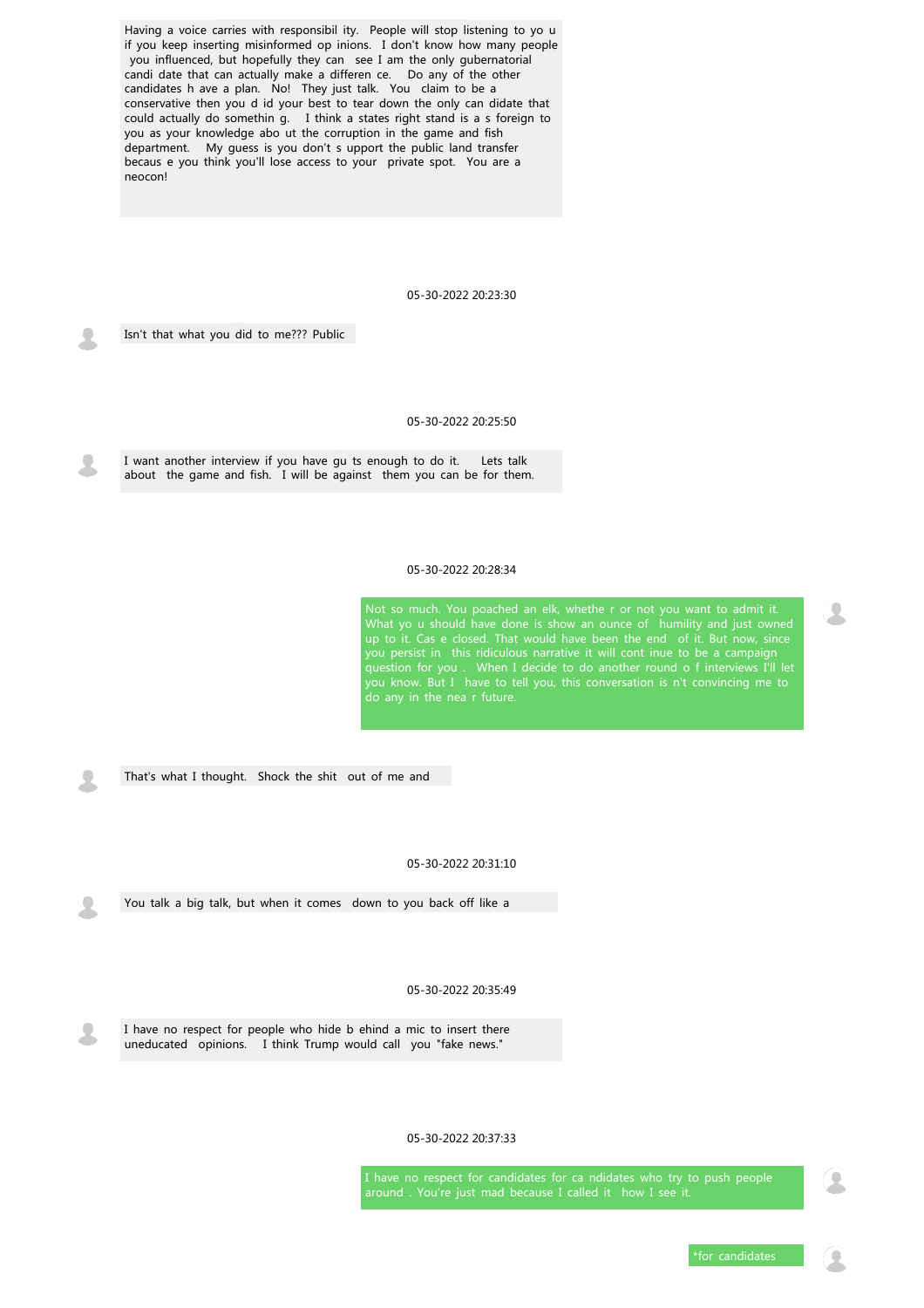Having a voice carries with responsibil ity. People will stop listening to yo u if you keep inserting misinformed op inions. I don't know how many people you influenced, but hopefully they can see I am the only gubernatorial candi date that can actually make a differen ce. Do any of the other candidates h ave a plan. No! They just talk. You claim to be a conservative then you d id your best to tear down the only can didate that could actually do somethin g. I think a states right stand is a s foreign to you as your knowledge abo ut the corruption in the game and fish department. My guess is you don't s upport the public land transfer becaus e you think you'll lose access to your private spot. You are a neocon!

05-30-2022 20:23:30

Isn't that what you did to me??? Public

05-30-2022 20:25:50

I want another interview if you have gu ts enough to do it. Lets talk about the game and fish. I will be against them you can be for them.

05-30-2022 20:28:34

Not so much. You poached an elk, whethe r or not you want to admit it. What yo u should have done is show an ounce of humility and just owned up to it. Cas e closed. That would have been the end of it. But now, since you persist in this ridiculous narrative it will cont inue to be a campaign question for you . When I decide to do another round o f interviews I'll let you know. But I have to tell you, this conversation is n't convincing me to do any in the nea r future.

That's what I thought. Shock the shit out of me and

05-30-2022 20:31:10

You talk a big talk, but when it comes down to you back off like a

05-30-2022 20:35:49

I have no respect for people who hide b ehind a mic to insert there uneducated opinions. I think Trump would call you "fake news."

05-30-2022 20:37:33

I have no respect for candidates for ca ndidates who try to push people around . You're just mad because I called it how I see it.

*for candidates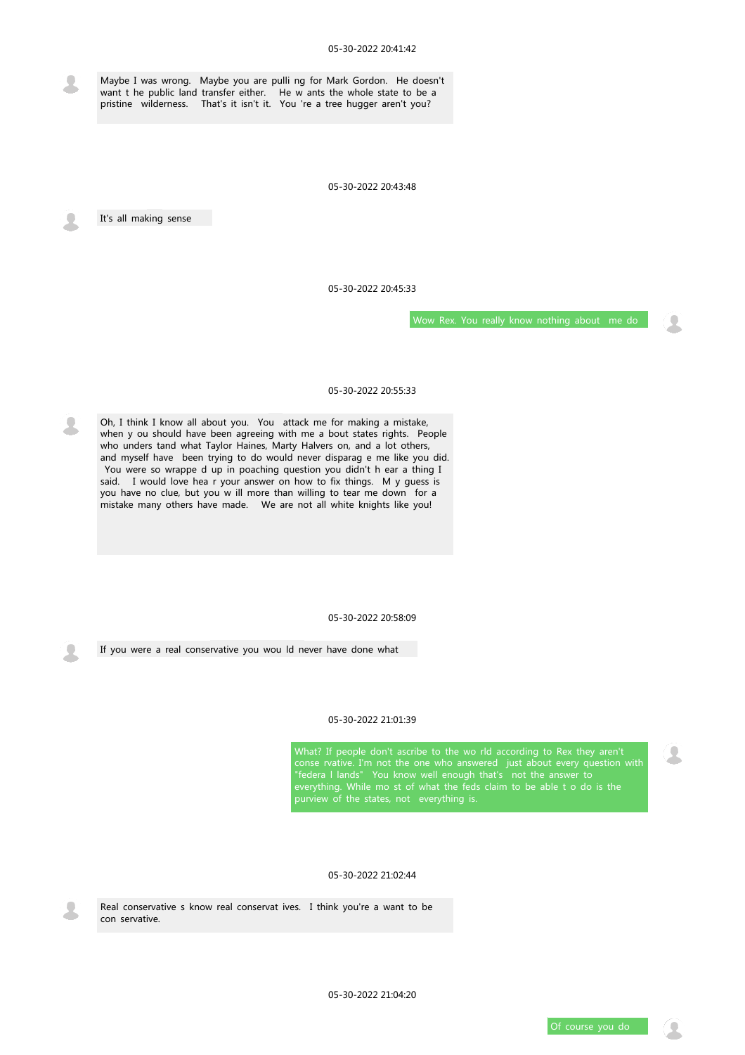05-30-2022 20:41:42

Maybe I was wrong. Maybe you are pulli ng for Mark Gordon. He doesn't want t he public land transfer either. He w ants the whole state to be a pristine wilderness. That's it isn't it. You 're a tree hugger aren't you?

05-30-2022 20:43:48

It's all making sense

05-30-2022 20:45:33

Wow Rex. You really know nothing about me do

05-30-2022 20:55:33

Oh, I think I know all about you. You attack me for making a mistake, when y ou should have been agreeing with me a bout states rights. People who unders tand what Taylor Haines, Marty Halvers on, and a lot others, and myself have been trying to do would never disparag e me like you did. You were so wrappe d up in poaching question you didn't h ear a thing I said. I would love hea r your answer on how to fix things. M y guess is you have no clue, but you w ill more than willing to tear me down for a mistake many others have made. We are not all white knights like you!

05-30-2022 20:58:09

If you were a real conservative you wou ld never have done what

05-30-2022 21:01:39

What? If people don't ascribe to the wo rld according to Rex they aren't conse rvative. I'm not the one who answered just about every question with "federa l lands" You know well enough that's not the answer to everything. While mo st of what the feds claim to be able t o do is the purview of the states, not everything is.

05-30-2022 21:02:44

Real conservative s know real conservat ives. I think you're a want to be con servative.

05-30-2022 21:04:20

Of course you do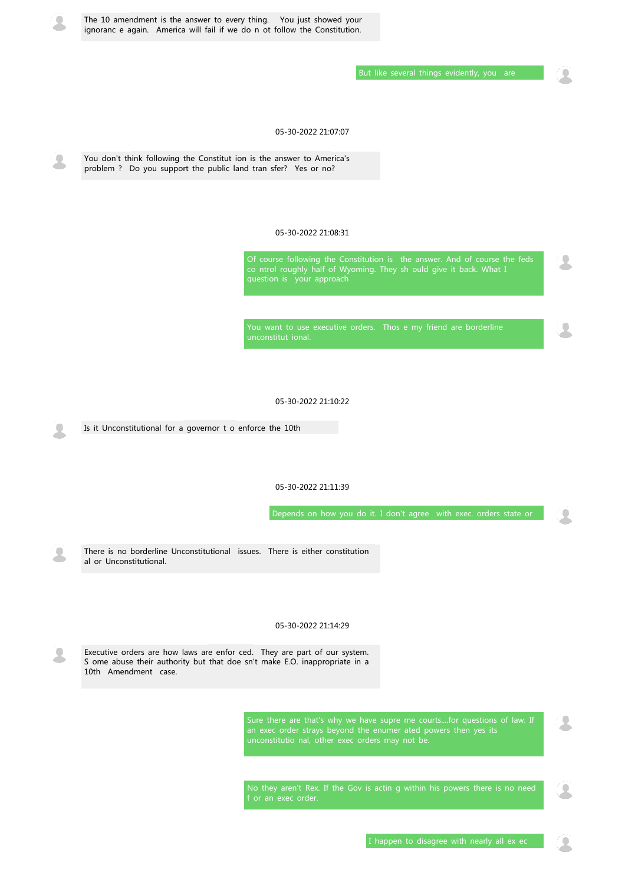The 10 amendment is the answer to every thing. You just showed your ignoranc e again. America will fail if we do n ot follow the Constitution.

But like several things evidently, you are

05-30-2022 21:07:07

You don't think following the Constitut ion is the answer to America's problem ? Do you support the public land tran sfer? Yes or no?

05-30-2022 21:08:31

Of course following the Constitution is the answer. And of course the feds co ntrol roughly half of Wyoming. They sh ould give it back. What I question is your approach

You want to use executive orders. Thos e my friend are borderline unconstitut ional.

05-30-2022 21:10:22

Is it Unconstitutional for a governor t o enforce the 10th

05-30-2022 21:11:39

Depends on how you do it. I don't agree with exec. orders state or

There is no borderline Unconstitutional issues. There is either constitution al or Unconstitutional.

05-30-2022 21:14:29

Executive orders are how laws are enfor ced. They are part of our system. S ome abuse their authority but that doe sn't make E.O. inappropriate in a 10th Amendment case.

Sure there are that's why we have supre me courts....for questions of law. If an exec order strays beyond the enumer ated powers then yes its unconstitutio nal, other exec orders may not be.

No they aren't Rex. If the Gov is actin g within his powers there is no need f or an exec order.

I happen to disagree with nearly all ex ec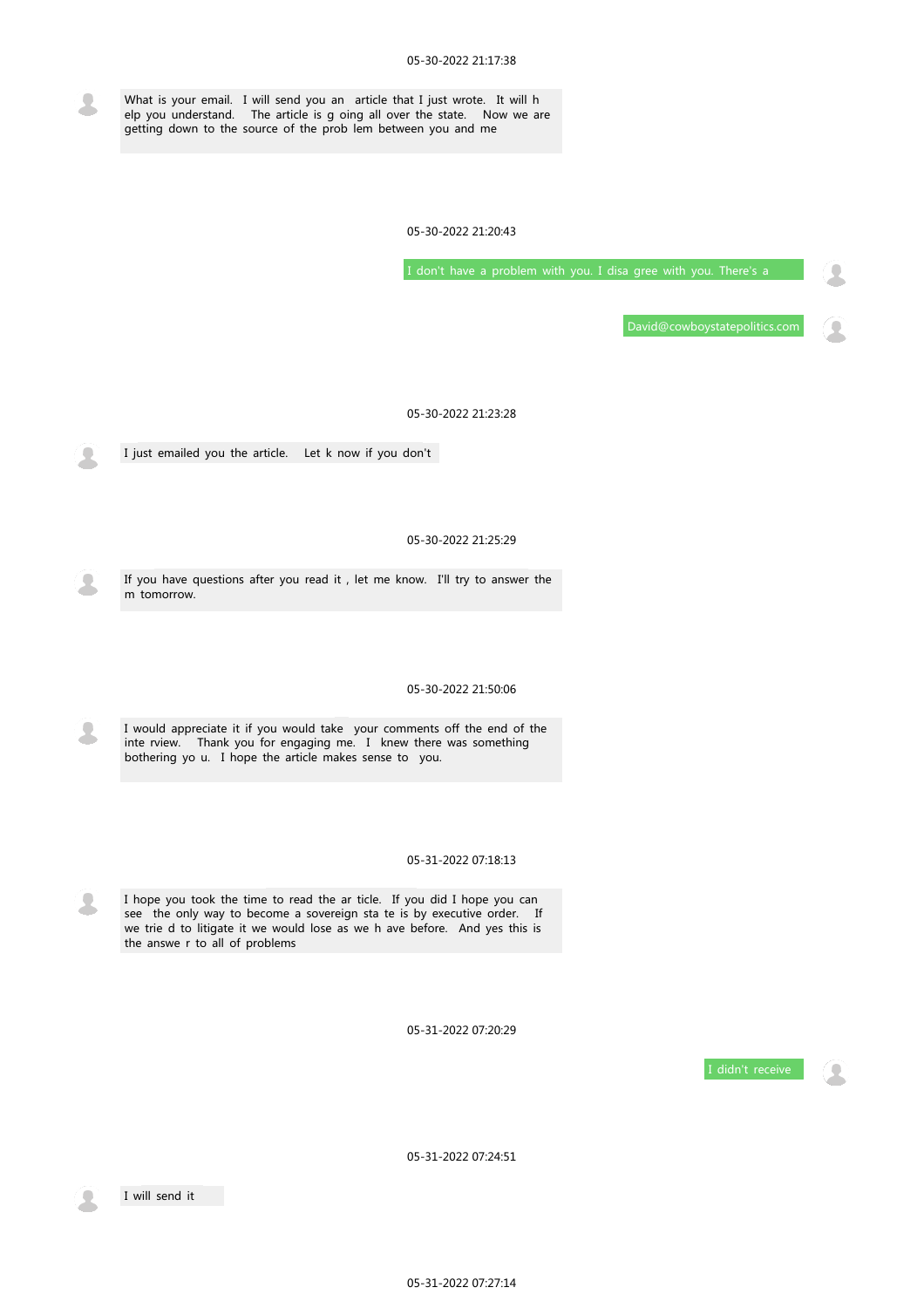05-30-2022 21:17:38

What is your email. I will send you an article that I just wrote. It will h elp you understand. The article is g oing all over the state. Now we are getting down to the source of the prob lem between you and me

05-30-2022 21:20:43

I don't have a problem with you. I disa gree with you. There's a

David@cowboystatepolitics.com

05-30-2022 21:23:28

I just emailed you the article. Let k now if you don't

05-30-2022 21:25:29

If you have questions after you read it , let me know. I'll try to answer the m tomorrow.

05-30-2022 21:50:06

I would appreciate it if you would take your comments off the end of the inte rview. Thank you for engaging me. I knew there was something bothering yo u. I hope the article makes sense to you.

05-31-2022 07:18:13

I hope you took the time to read the ar ticle. If you did I hope you can see the only way to become a sovereign sta te is by executive order. If we trie d to litigate it we would lose as we h ave before. And yes this is the answe r to all of problems

05-31-2022 07:20:29

I didn't receive

05-31-2022 07:24:51

I will send it

05-31-2022 07:27:14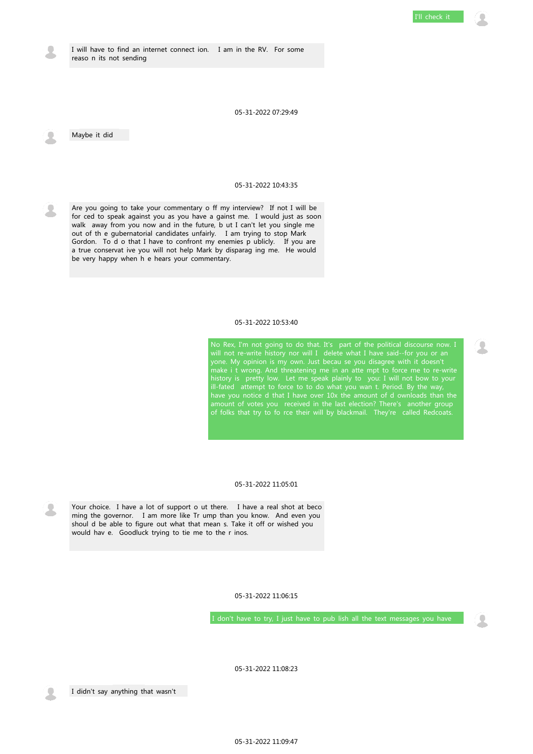**Me:** I'll check it

**Them:** I will have to find an internet connect ion. I am in the RV. For some reaso n its not sending

05-31-2022 07:29:49

**Them:** Maybe it did

05-31-2022 10:43:35

**Them:** Are you going to take your commentary o ff my interview? If not I will be for ced to speak against you as you have a gainst me. I would just as soon walk away from you now and in the future, b ut I can't let you single me out of th e gubernatorial candidates unfairly. I am trying to stop Mark Gordon. To d o that I have to confront my enemies p ublicly. If you are a true conservat ive you will not help Mark by disparag ing me. He would be very happy when h e hears your commentary.

05-31-2022 10:53:40

**Me:** No Rex, I'm not going to do that. It's part of the political discourse now. I will not re-write history nor will I delete what I have said--for you or an yone. My opinion is my own. Just becau se you disagree with it doesn't make i t wrong. And threatening me in an atte mpt to force me to re-write history is pretty low. Let me speak plainly to you: I will not bow to your ill-fated attempt to force to to do what you wan t. Period. By the way, have you notice d that I have over 10x the amount of d ownloads than the amount of votes you received in the last election? There's another group of folks that try to fo rce their will by blackmail. They're called Redcoats.

05-31-2022 11:05:01

**Them:** Your choice. I have a lot of support o ut there. I have a real shot at beco ming the governor. I am more like Tr ump than you know. And even you shoul d be able to figure out what that mean s. Take it off or wished you would hav e. Goodluck trying to tie me to the r inos.

05-31-2022 11:06:15

**Me:** I don't have to try, I just have to pub lish all the text messages you have

05-31-2022 11:08:23

**Them:** I didn't say anything that wasn't

05-31-2022 11:09:47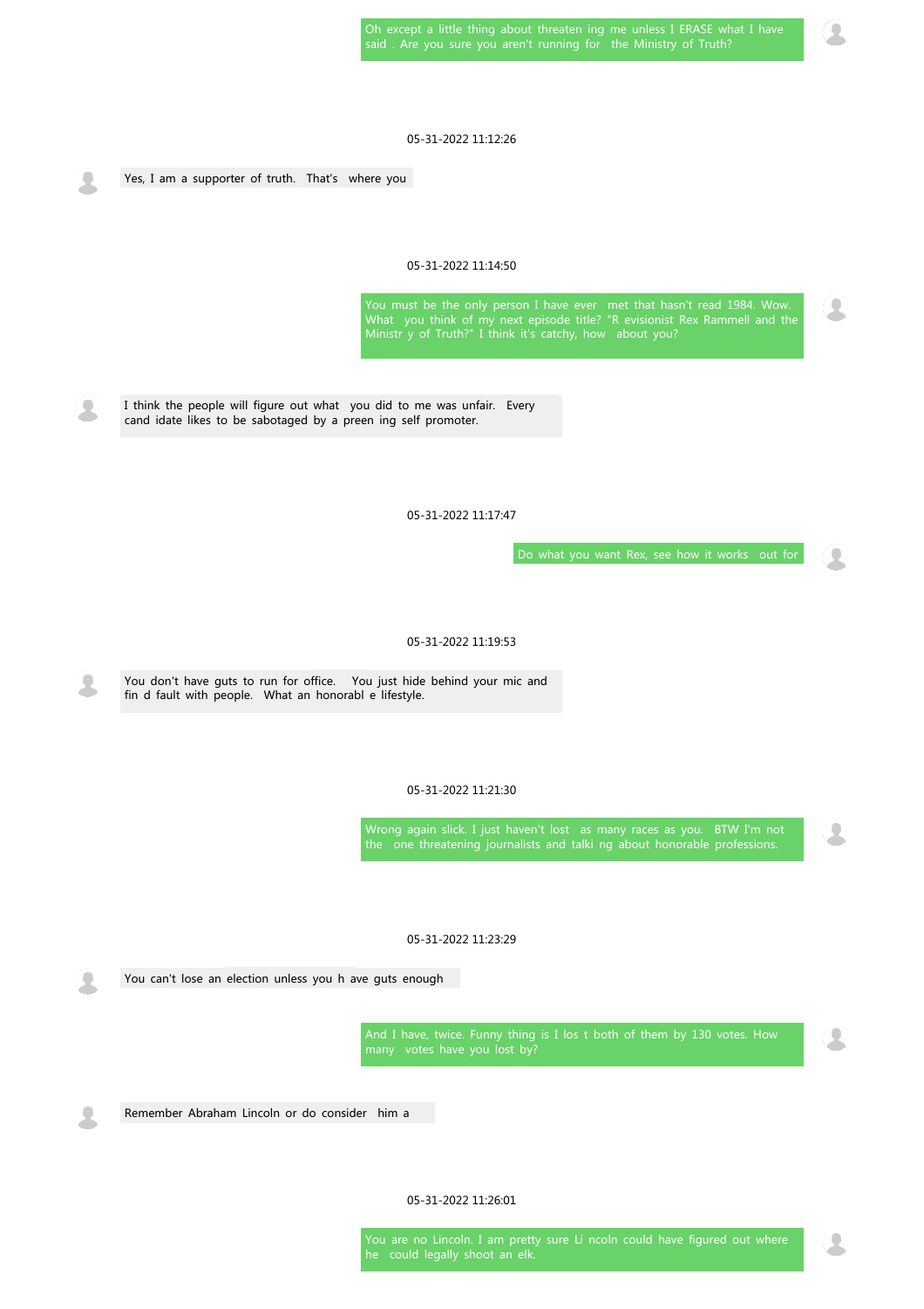Oh except a little thing about threaten ing me unless I ERASE what I have said . Are you sure you aren't running for the Ministry of Truth?

05-31-2022 11:12:26

Yes, I am a supporter of truth. That's where you

05-31-2022 11:14:50

You must be the only person I have ever met that hasn't read 1984. Wow. What you think of my next episode title? "R evisionist Rex Rammell and the Ministr y of Truth?" I think it's catchy, how about you?

I think the people will figure out what you did to me was unfair. Every cand idate likes to be sabotaged by a preen ing self promoter.

05-31-2022 11:17:47

Do what you want Rex, see how it works out for

05-31-2022 11:19:53

You don't have guts to run for office. You just hide behind your mic and fin d fault with people. What an honorabl e lifestyle.

05-31-2022 11:21:30

Wrong again slick. I just haven't lost as many races as you. BTW I'm not the one threatening journalists and talki ng about honorable professions.

05-31-2022 11:23:29

You can't lose an election unless you h ave guts enough

And I have, twice. Funny thing is I los t both of them by 130 votes. How many votes have you lost by?

Remember Abraham Lincoln or do consider him a

05-31-2022 11:26:01

You are no Lincoln. I am pretty sure Li ncoln could have figured out where he could legally shoot an elk.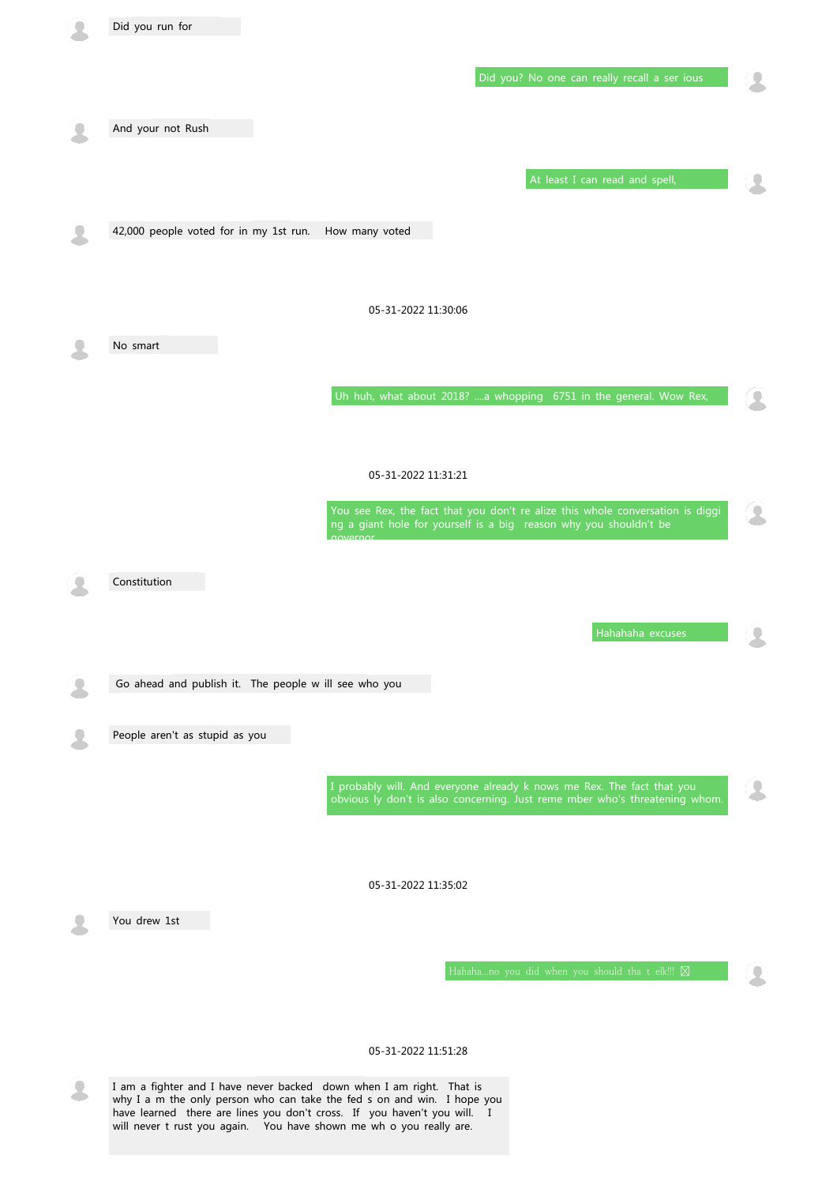Did you run for

Did you? No one can really recall a ser ious

And your not Rush

At least I can read and spell,

42,000 people voted for in my 1st run.  How many voted

05-31-2022 11:30:06

No smart

Uh huh, what about 2018? ....a whopping 6751 in the general. Wow Rex,

05-31-2022 11:31:21

You see Rex, the fact that you don't re alize this whole conversation is diggi ng a giant hole for yourself is a big reason why you shouldn't be governor

Constitution

Hahahaha excuses

Go ahead and publish it.  The people w ill see who you

People aren't as stupid as you

I probably will. And everyone already k nows me Rex. The fact that you obvious ly don't is also concerning. Just reme mber who's threatening whom.

05-31-2022 11:35:02

You drew 1st

Hahaha...no you did when you should tha t elk!!! ☒

05-31-2022 11:51:28

I am a fighter and I have never backed down when I am right. That is why I a m the only person who can take the fed s on and win. I hope you have learned there are lines you don't cross. If you haven't you will. I will never t rust you again. You have shown me wh o you really are.